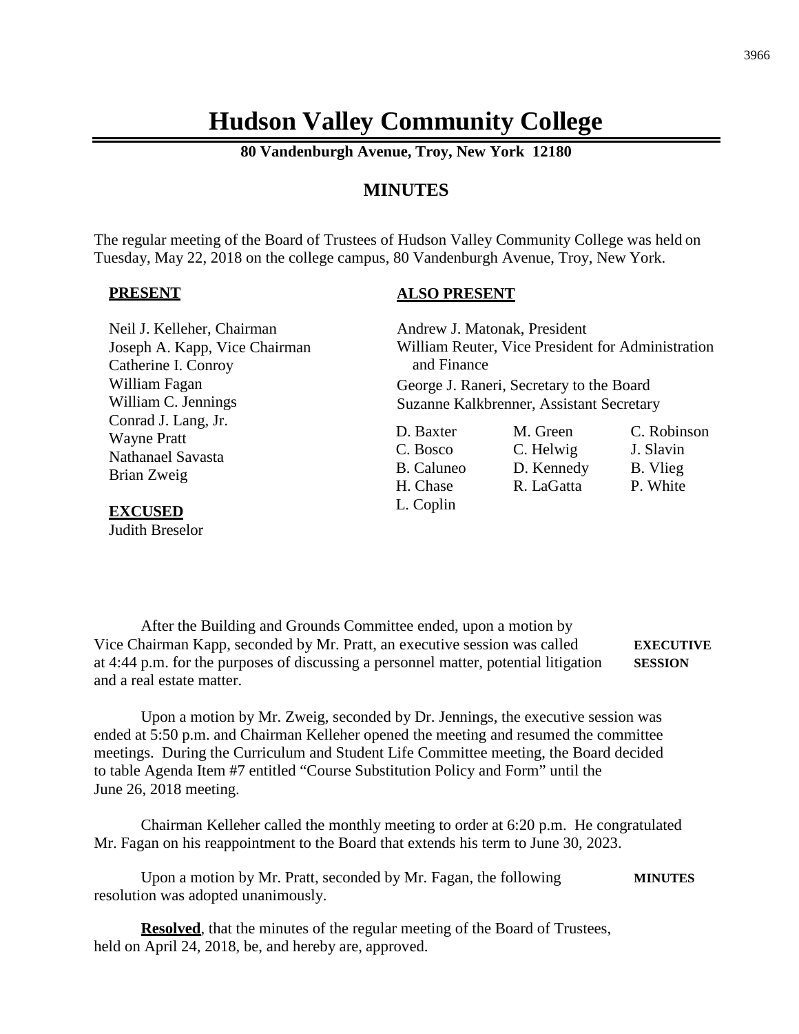# Hudson Valley Community College

**80 Vandenburgh Avenue, Troy, New York 12180**

## MINUTES

The regular meeting of the Board of Trustees of Hudson Valley Community College was held on Tuesday, May 22, 2018 on the college campus, 80 Vandenburgh Avenue, Troy, New York.

**PRESENT**

Neil J. Kelleher, Chairman
Joseph A. Kapp, Vice Chairman
Catherine I. Conroy
William Fagan
William C. Jennings
Conrad J. Lang, Jr.
Wayne Pratt
Nathanael Savasta
Brian Zweig

**EXCUSED**

Judith Breselor

**ALSO PRESENT**

Andrew J. Matonak, President
William Reuter, Vice President for Administration and Finance
George J. Raneri, Secretary to the Board
Suzanne Kalkbrenner, Assistant Secretary

D. Baxter
C. Bosco
B. Caluneo
H. Chase
L. Coplin
M. Green
C. Helwig
D. Kennedy
R. LaGatta
C. Robinson
J. Slavin
B. Vlieg
P. White

**EXECUTIVE SESSION**

After the Building and Grounds Committee ended, upon a motion by Vice Chairman Kapp, seconded by Mr. Pratt, an executive session was called at 4:44 p.m. for the purposes of discussing a personnel matter, potential litigation and a real estate matter.

Upon a motion by Mr. Zweig, seconded by Dr. Jennings, the executive session was ended at 5:50 p.m. and Chairman Kelleher opened the meeting and resumed the committee meetings. During the Curriculum and Student Life Committee meeting, the Board decided to table Agenda Item #7 entitled "Course Substitution Policy and Form" until the June 26, 2018 meeting.

Chairman Kelleher called the monthly meeting to order at 6:20 p.m. He congratulated Mr. Fagan on his reappointment to the Board that extends his term to June 30, 2023.

**MINUTES**

Upon a motion by Mr. Pratt, seconded by Mr. Fagan, the following resolution was adopted unanimously.

**Resolved**, that the minutes of the regular meeting of the Board of Trustees, held on April 24, 2018, be, and hereby are, approved.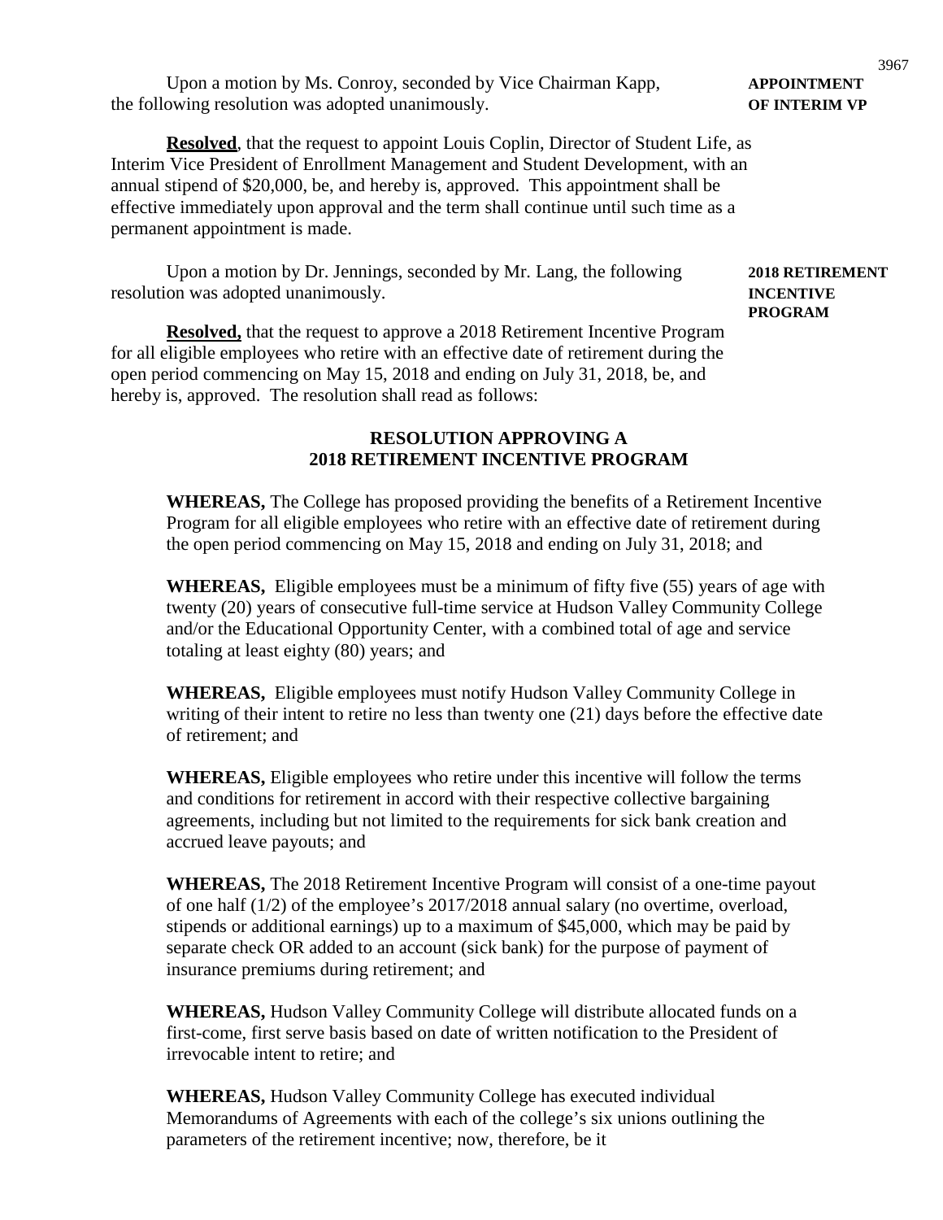Upon a motion by Ms. Conroy, seconded by Vice Chairman Kapp, the following resolution was adopted unanimously.

**APPOINTMENT OF INTERIM VP**

**Resolved**, that the request to appoint Louis Coplin, Director of Student Life, as Interim Vice President of Enrollment Management and Student Development, with an annual stipend of $20,000, be, and hereby is, approved. This appointment shall be effective immediately upon approval and the term shall continue until such time as a permanent appointment is made.

Upon a motion by Dr. Jennings, seconded by Mr. Lang, the following resolution was adopted unanimously.

**2018 RETIREMENT INCENTIVE PROGRAM**

**Resolved,** that the request to approve a 2018 Retirement Incentive Program for all eligible employees who retire with an effective date of retirement during the open period commencing on May 15, 2018 and ending on July 31, 2018, be, and hereby is, approved. The resolution shall read as follows:

**RESOLUTION APPROVING A 2018 RETIREMENT INCENTIVE PROGRAM**

**WHEREAS,** The College has proposed providing the benefits of a Retirement Incentive Program for all eligible employees who retire with an effective date of retirement during the open period commencing on May 15, 2018 and ending on July 31, 2018; and

**WHEREAS,** Eligible employees must be a minimum of fifty five (55) years of age with twenty (20) years of consecutive full-time service at Hudson Valley Community College and/or the Educational Opportunity Center, with a combined total of age and service totaling at least eighty (80) years; and

**WHEREAS,** Eligible employees must notify Hudson Valley Community College in writing of their intent to retire no less than twenty one (21) days before the effective date of retirement; and

**WHEREAS,** Eligible employees who retire under this incentive will follow the terms and conditions for retirement in accord with their respective collective bargaining agreements, including but not limited to the requirements for sick bank creation and accrued leave payouts; and

**WHEREAS,** The 2018 Retirement Incentive Program will consist of a one-time payout of one half (1/2) of the employee's 2017/2018 annual salary (no overtime, overload, stipends or additional earnings) up to a maximum of $45,000, which may be paid by separate check OR added to an account (sick bank) for the purpose of payment of insurance premiums during retirement; and

**WHEREAS,** Hudson Valley Community College will distribute allocated funds on a first-come, first serve basis based on date of written notification to the President of irrevocable intent to retire; and

**WHEREAS,** Hudson Valley Community College has executed individual Memorandums of Agreements with each of the college's six unions outlining the parameters of the retirement incentive; now, therefore, be it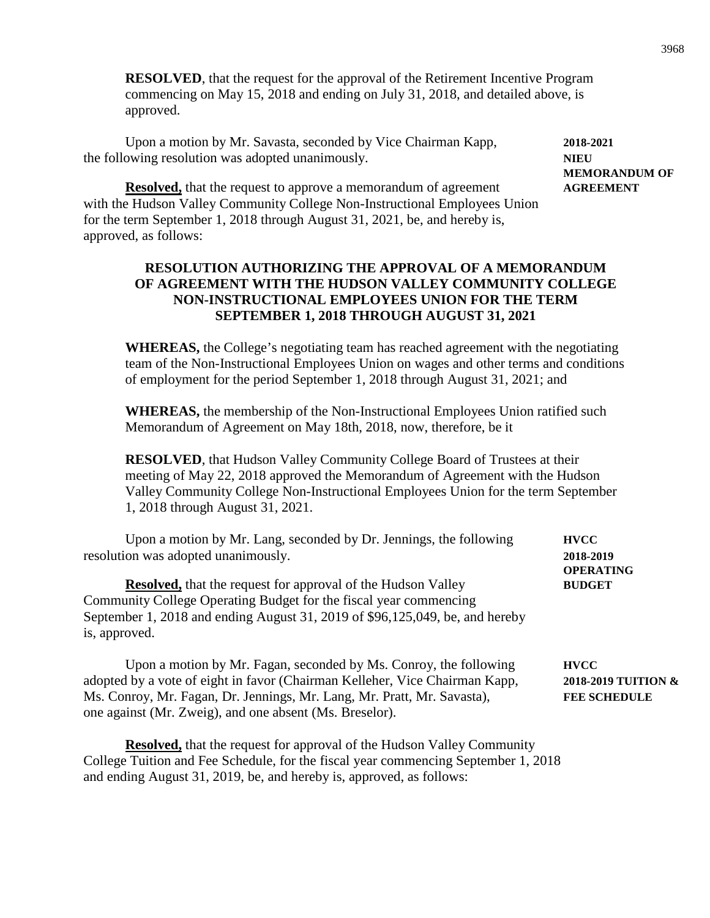**RESOLVED**, that the request for the approval of the Retirement Incentive Program commencing on May 15, 2018 and ending on July 31, 2018, and detailed above, is approved.

**2018-2021 NIEU MEMORANDUM OF AGREEMENT**

Upon a motion by Mr. Savasta, seconded by Vice Chairman Kapp, the following resolution was adopted unanimously.

**Resolved,** that the request to approve a memorandum of agreement with the Hudson Valley Community College Non-Instructional Employees Union for the term September 1, 2018 through August 31, 2021, be, and hereby is, approved, as follows:

**RESOLUTION AUTHORIZING THE APPROVAL OF A MEMORANDUM OF AGREEMENT WITH THE HUDSON VALLEY COMMUNITY COLLEGE NON-INSTRUCTIONAL EMPLOYEES UNION FOR THE TERM SEPTEMBER 1, 2018 THROUGH AUGUST 31, 2021**

**WHEREAS,** the College's negotiating team has reached agreement with the negotiating team of the Non-Instructional Employees Union on wages and other terms and conditions of employment for the period September 1, 2018 through August 31, 2021; and

**WHEREAS,** the membership of the Non-Instructional Employees Union ratified such Memorandum of Agreement on May 18th, 2018, now, therefore, be it

**RESOLVED**, that Hudson Valley Community College Board of Trustees at their meeting of May 22, 2018 approved the Memorandum of Agreement with the Hudson Valley Community College Non-Instructional Employees Union for the term September 1, 2018 through August 31, 2021.

**HVCC 2018-2019 OPERATING BUDGET**

Upon a motion by Mr. Lang, seconded by Dr. Jennings, the following resolution was adopted unanimously.

**Resolved,** that the request for approval of the Hudson Valley Community College Operating Budget for the fiscal year commencing September 1, 2018 and ending August 31, 2019 of $96,125,049, be, and hereby is, approved.

**HVCC 2018-2019 TUITION & FEE SCHEDULE**

Upon a motion by Mr. Fagan, seconded by Ms. Conroy, the following adopted by a vote of eight in favor (Chairman Kelleher, Vice Chairman Kapp, Ms. Conroy, Mr. Fagan, Dr. Jennings, Mr. Lang, Mr. Pratt, Mr. Savasta), one against (Mr. Zweig), and one absent (Ms. Breselor).

**Resolved,** that the request for approval of the Hudson Valley Community College Tuition and Fee Schedule, for the fiscal year commencing September 1, 2018 and ending August 31, 2019, be, and hereby is, approved, as follows: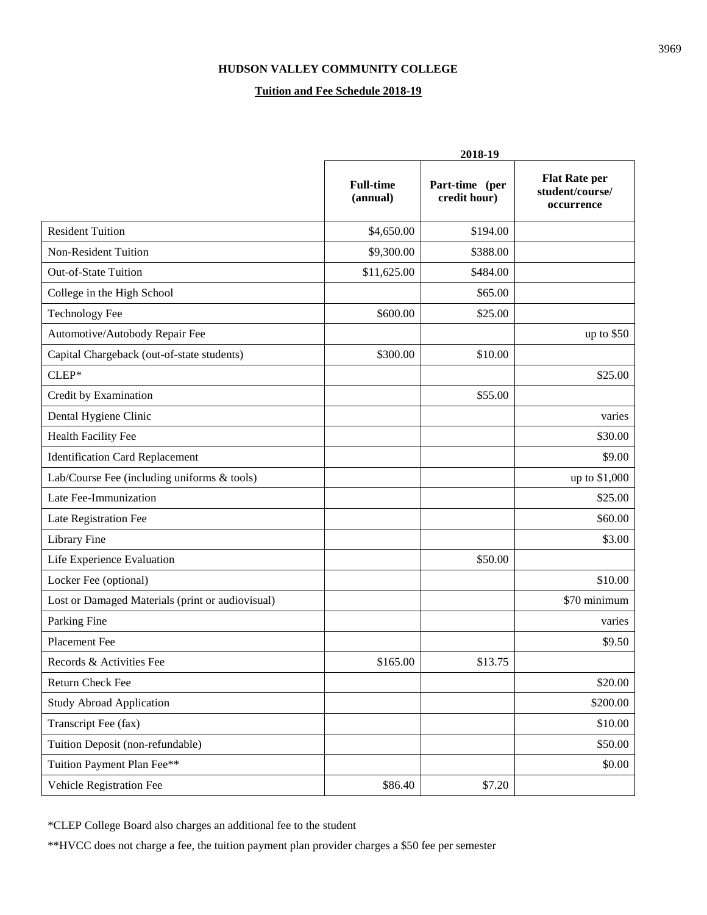**HUDSON VALLEY COMMUNITY COLLEGE**

**Tuition and Fee Schedule 2018-19**

| | 2018-19 | | |
|---|---|---|---|
| | **Full-time (annual)** | **Part-time (per credit hour)** | **Flat Rate per student/course/ occurrence** |
| Resident Tuition | $4,650.00 | $194.00 | |
| Non-Resident Tuition | $9,300.00 | $388.00 | |
| Out-of-State Tuition | $11,625.00 | $484.00 | |
| College in the High School | | $65.00 | |
| Technology Fee | $600.00 | $25.00 | |
| Automotive/Autobody Repair Fee | | | up to $50 |
| Capital Chargeback (out-of-state students) | $300.00 | $10.00 | |
| CLEP* | | | $25.00 |
| Credit by Examination | | $55.00 | |
| Dental Hygiene Clinic | | | varies |
| Health Facility Fee | | | $30.00 |
| Identification Card Replacement | | | $9.00 |
| Lab/Course Fee (including uniforms & tools) | | | up to $1,000 |
| Late Fee-Immunization | | | $25.00 |
| Late Registration Fee | | | $60.00 |
| Library Fine | | | $3.00 |
| Life Experience Evaluation | | $50.00 | |
| Locker Fee (optional) | | | $10.00 |
| Lost or Damaged Materials (print or audiovisual) | | | $70 minimum |
| Parking Fine | | | varies |
| Placement Fee | | | $9.50 |
| Records & Activities Fee | $165.00 | $13.75 | |
| Return Check Fee | | | $20.00 |
| Study Abroad Application | | | $200.00 |
| Transcript Fee (fax) | | | $10.00 |
| Tuition Deposit (non-refundable) | | | $50.00 |
| Tuition Payment Plan Fee** | | | $0.00 |
| Vehicle Registration Fee | $86.40 | $7.20 | |

*CLEP College Board also charges an additional fee to the student

**HVCC does not charge a fee, the tuition payment plan provider charges a $50 fee per semester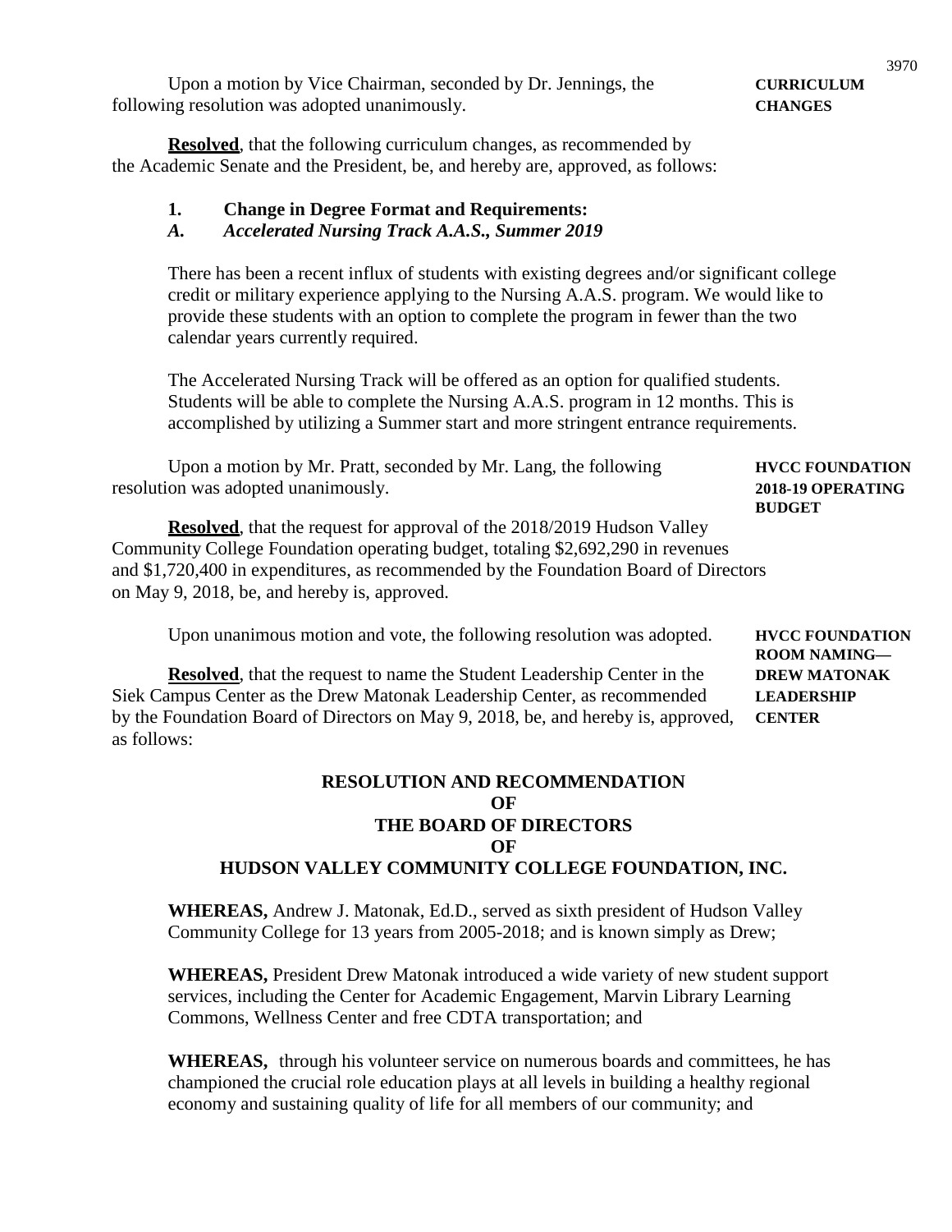Upon a motion by Vice Chairman, seconded by Dr. Jennings, the following resolution was adopted unanimously.

**CURRICULUM CHANGES**

**Resolved**, that the following curriculum changes, as recommended by the Academic Senate and the President, be, and hereby are, approved, as follows:

**1. Change in Degree Format and Requirements:**

***A. Accelerated Nursing Track A.A.S., Summer 2019***

There has been a recent influx of students with existing degrees and/or significant college credit or military experience applying to the Nursing A.A.S. program. We would like to provide these students with an option to complete the program in fewer than the two calendar years currently required.

The Accelerated Nursing Track will be offered as an option for qualified students. Students will be able to complete the Nursing A.A.S. program in 12 months. This is accomplished by utilizing a Summer start and more stringent entrance requirements.

Upon a motion by Mr. Pratt, seconded by Mr. Lang, the following resolution was adopted unanimously.

**HVCC FOUNDATION 2018-19 OPERATING BUDGET**

**Resolved**, that the request for approval of the 2018/2019 Hudson Valley Community College Foundation operating budget, totaling $2,692,290 in revenues and $1,720,400 in expenditures, as recommended by the Foundation Board of Directors on May 9, 2018, be, and hereby is, approved.

Upon unanimous motion and vote, the following resolution was adopted.

**HVCC FOUNDATION ROOM NAMING— DREW MATONAK LEADERSHIP CENTER**

**Resolved**, that the request to name the Student Leadership Center in the Siek Campus Center as the Drew Matonak Leadership Center, as recommended by the Foundation Board of Directors on May 9, 2018, be, and hereby is, approved, as follows:

**RESOLUTION AND RECOMMENDATION**
**OF**
**THE BOARD OF DIRECTORS**
**OF**
**HUDSON VALLEY COMMUNITY COLLEGE FOUNDATION, INC.**

**WHEREAS,** Andrew J. Matonak, Ed.D., served as sixth president of Hudson Valley Community College for 13 years from 2005-2018; and is known simply as Drew;

**WHEREAS,** President Drew Matonak introduced a wide variety of new student support services, including the Center for Academic Engagement, Marvin Library Learning Commons, Wellness Center and free CDTA transportation; and

**WHEREAS,** through his volunteer service on numerous boards and committees, he has championed the crucial role education plays at all levels in building a healthy regional economy and sustaining quality of life for all members of our community; and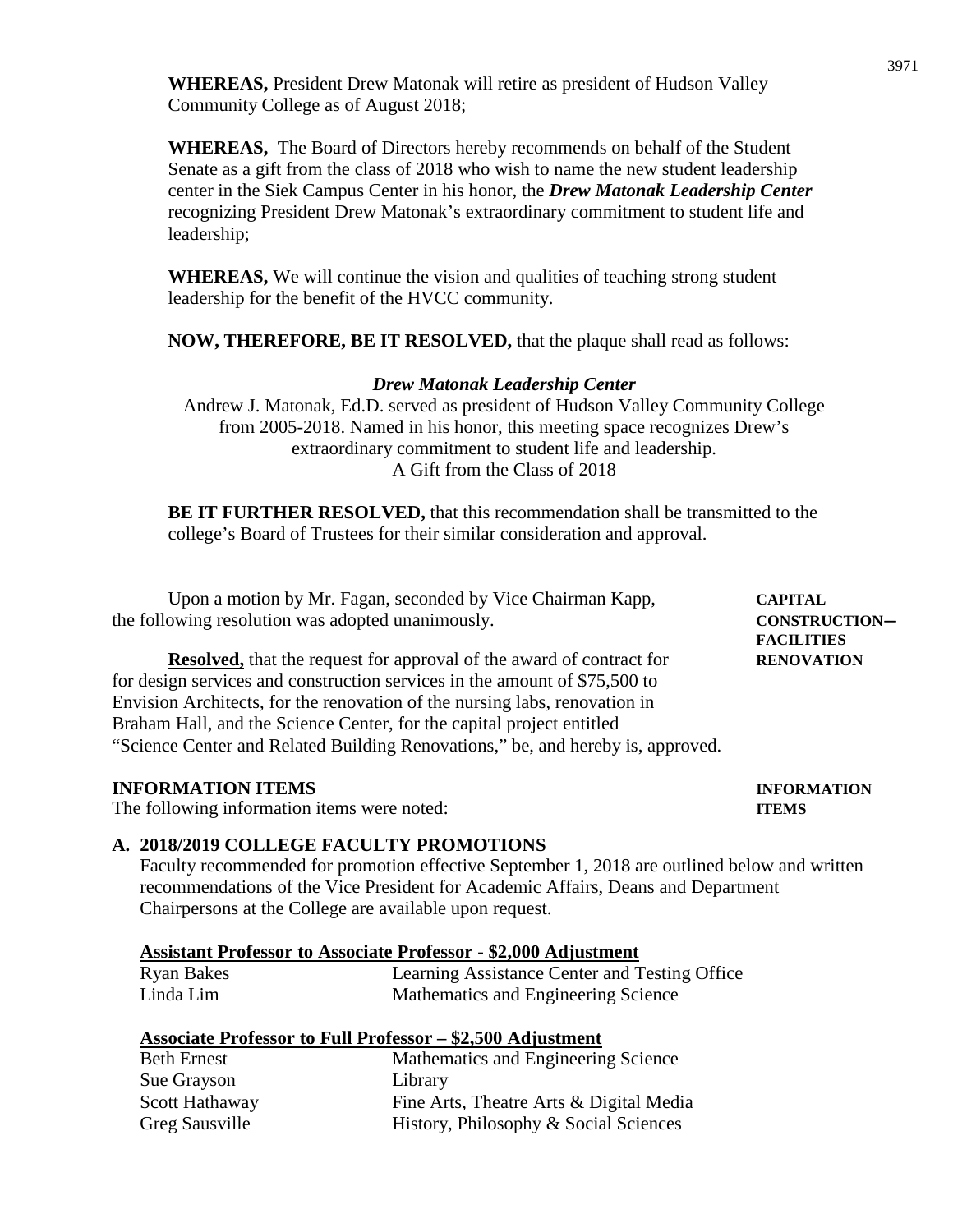**WHEREAS,** President Drew Matonak will retire as president of Hudson Valley Community College as of August 2018;

**WHEREAS,** The Board of Directors hereby recommends on behalf of the Student Senate as a gift from the class of 2018 who wish to name the new student leadership center in the Siek Campus Center in his honor, the ***Drew Matonak Leadership Center*** recognizing President Drew Matonak's extraordinary commitment to student life and leadership;

**WHEREAS,** We will continue the vision and qualities of teaching strong student leadership for the benefit of the HVCC community.

**NOW, THEREFORE, BE IT RESOLVED,** that the plaque shall read as follows:

***Drew Matonak Leadership Center***
Andrew J. Matonak, Ed.D. served as president of Hudson Valley Community College from 2005-2018. Named in his honor, this meeting space recognizes Drew's extraordinary commitment to student life and leadership.
A Gift from the Class of 2018

**BE IT FURTHER RESOLVED,** that this recommendation shall be transmitted to the college's Board of Trustees for their similar consideration and approval.

**CAPITAL CONSTRUCTION— FACILITIES RENOVATION**

Upon a motion by Mr. Fagan, seconded by Vice Chairman Kapp, the following resolution was adopted unanimously.

**Resolved,** that the request for approval of the award of contract for for design services and construction services in the amount of $75,500 to Envision Architects, for the renovation of the nursing labs, renovation in Braham Hall, and the Science Center, for the capital project entitled "Science Center and Related Building Renovations," be, and hereby is, approved.

## INFORMATION ITEMS

**INFORMATION ITEMS**

The following information items were noted:

### A. 2018/2019 COLLEGE FACULTY PROMOTIONS

Faculty recommended for promotion effective September 1, 2018 are outlined below and written recommendations of the Vice President for Academic Affairs, Deans and Department Chairpersons at the College are available upon request.

**Assistant Professor to Associate Professor - $2,000 Adjustment**

| | |
|---|---|
| Ryan Bakes | Learning Assistance Center and Testing Office |
| Linda Lim | Mathematics and Engineering Science |

**Associate Professor to Full Professor – $2,500 Adjustment**

| | |
|---|---|
| Beth Ernest | Mathematics and Engineering Science |
| Sue Grayson | Library |
| Scott Hathaway | Fine Arts, Theatre Arts & Digital Media |
| Greg Sausville | History, Philosophy & Social Sciences |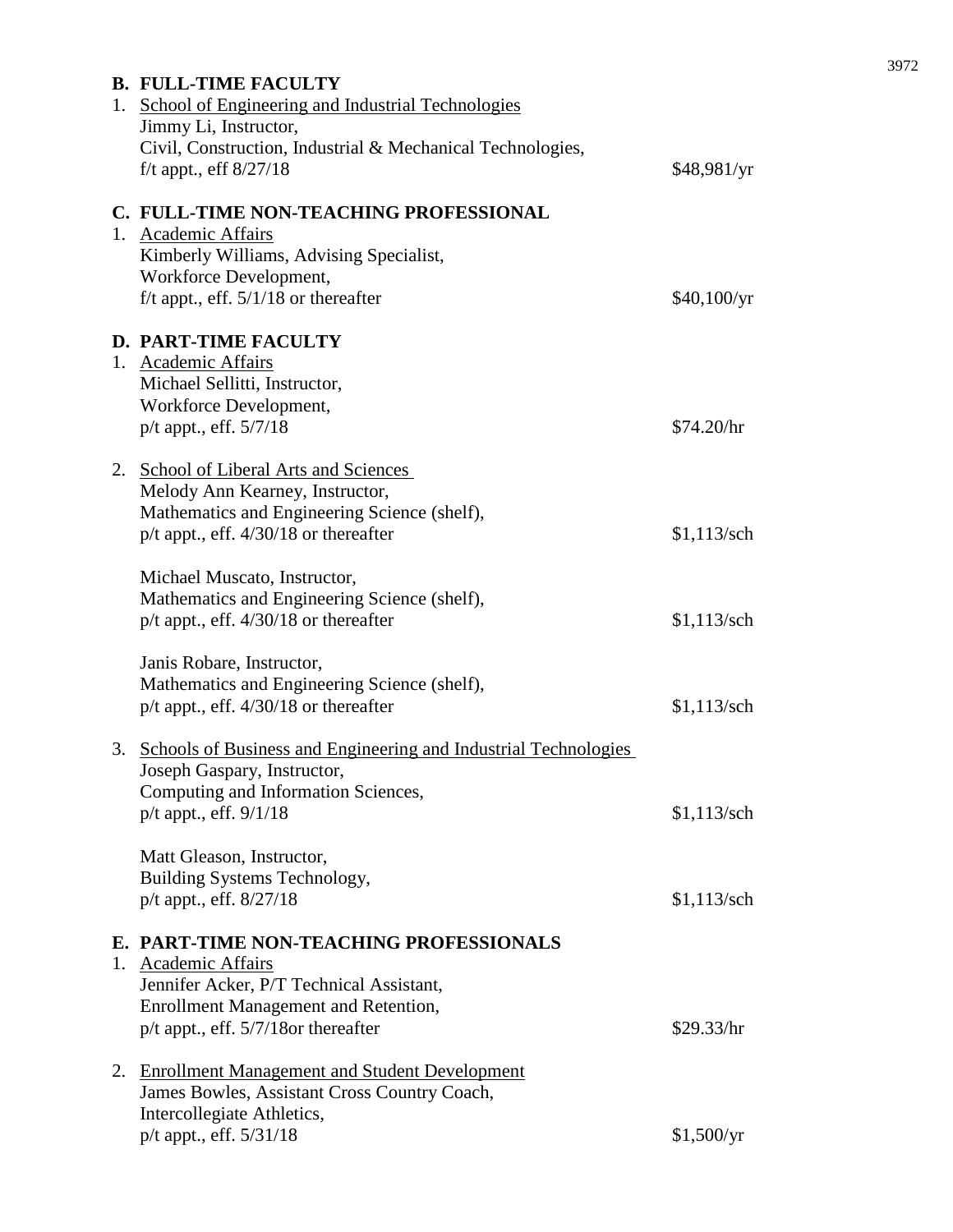**B. FULL-TIME FACULTY**

1. School of Engineering and Industrial Technologies
   Jimmy Li, Instructor,
   Civil, Construction, Industrial & Mechanical Technologies,
   f/t appt., eff 8/27/18 — $48,981/yr

**C. FULL-TIME NON-TEACHING PROFESSIONAL**

1. Academic Affairs
   Kimberly Williams, Advising Specialist,
   Workforce Development,
   f/t appt., eff. 5/1/18 or thereafter — $40,100/yr

**D. PART-TIME FACULTY**

1. Academic Affairs
   Michael Sellitti, Instructor,
   Workforce Development,
   p/t appt., eff. 5/7/18 — $74.20/hr

2. School of Liberal Arts and Sciences
   Melody Ann Kearney, Instructor,
   Mathematics and Engineering Science (shelf),
   p/t appt., eff. 4/30/18 or thereafter — $1,113/sch

   Michael Muscato, Instructor,
   Mathematics and Engineering Science (shelf),
   p/t appt., eff. 4/30/18 or thereafter — $1,113/sch

   Janis Robare, Instructor,
   Mathematics and Engineering Science (shelf),
   p/t appt., eff. 4/30/18 or thereafter — $1,113/sch

3. Schools of Business and Engineering and Industrial Technologies
   Joseph Gaspary, Instructor,
   Computing and Information Sciences,
   p/t appt., eff. 9/1/18 — $1,113/sch

   Matt Gleason, Instructor,
   Building Systems Technology,
   p/t appt., eff. 8/27/18 — $1,113/sch

**E. PART-TIME NON-TEACHING PROFESSIONALS**

1. Academic Affairs
   Jennifer Acker, P/T Technical Assistant,
   Enrollment Management and Retention,
   p/t appt., eff. 5/7/18or thereafter — $29.33/hr

2. Enrollment Management and Student Development
   James Bowles, Assistant Cross Country Coach,
   Intercollegiate Athletics,
   p/t appt., eff. 5/31/18 — $1,500/yr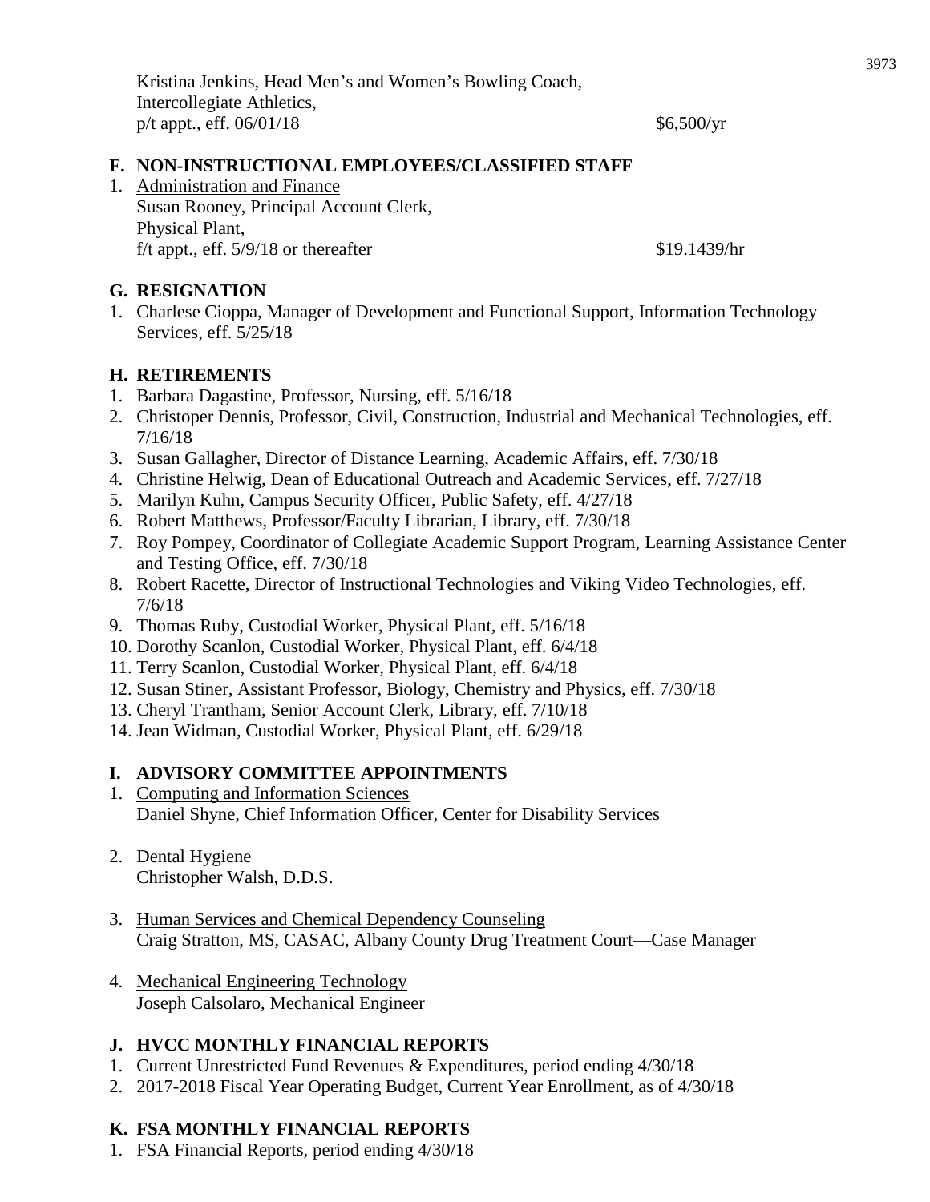Kristina Jenkins, Head Men's and Women's Bowling Coach,
Intercollegiate Athletics,
p/t appt., eff. 06/01/18 $6,500/yr

## F. NON-INSTRUCTIONAL EMPLOYEES/CLASSIFIED STAFF

1. Administration and Finance
   Susan Rooney, Principal Account Clerk,
   Physical Plant,
   f/t appt., eff. 5/9/18 or thereafter $19.1439/hr

## G. RESIGNATION

1. Charlese Cioppa, Manager of Development and Functional Support, Information Technology Services, eff. 5/25/18

## H. RETIREMENTS

1. Barbara Dagastine, Professor, Nursing, eff. 5/16/18
2. Christoper Dennis, Professor, Civil, Construction, Industrial and Mechanical Technologies, eff. 7/16/18
3. Susan Gallagher, Director of Distance Learning, Academic Affairs, eff. 7/30/18
4. Christine Helwig, Dean of Educational Outreach and Academic Services, eff. 7/27/18
5. Marilyn Kuhn, Campus Security Officer, Public Safety, eff. 4/27/18
6. Robert Matthews, Professor/Faculty Librarian, Library, eff. 7/30/18
7. Roy Pompey, Coordinator of Collegiate Academic Support Program, Learning Assistance Center and Testing Office, eff. 7/30/18
8. Robert Racette, Director of Instructional Technologies and Viking Video Technologies, eff. 7/6/18
9. Thomas Ruby, Custodial Worker, Physical Plant, eff. 5/16/18
10. Dorothy Scanlon, Custodial Worker, Physical Plant, eff. 6/4/18
11. Terry Scanlon, Custodial Worker, Physical Plant, eff. 6/4/18
12. Susan Stiner, Assistant Professor, Biology, Chemistry and Physics, eff. 7/30/18
13. Cheryl Trantham, Senior Account Clerk, Library, eff. 7/10/18
14. Jean Widman, Custodial Worker, Physical Plant, eff. 6/29/18

## I. ADVISORY COMMITTEE APPOINTMENTS

1. Computing and Information Sciences
   Daniel Shyne, Chief Information Officer, Center for Disability Services

2. Dental Hygiene
   Christopher Walsh, D.D.S.

3. Human Services and Chemical Dependency Counseling
   Craig Stratton, MS, CASAC, Albany County Drug Treatment Court—Case Manager

4. Mechanical Engineering Technology
   Joseph Calsolaro, Mechanical Engineer

## J. HVCC MONTHLY FINANCIAL REPORTS

1. Current Unrestricted Fund Revenues & Expenditures, period ending 4/30/18
2. 2017-2018 Fiscal Year Operating Budget, Current Year Enrollment, as of 4/30/18

## K. FSA MONTHLY FINANCIAL REPORTS

1. FSA Financial Reports, period ending 4/30/18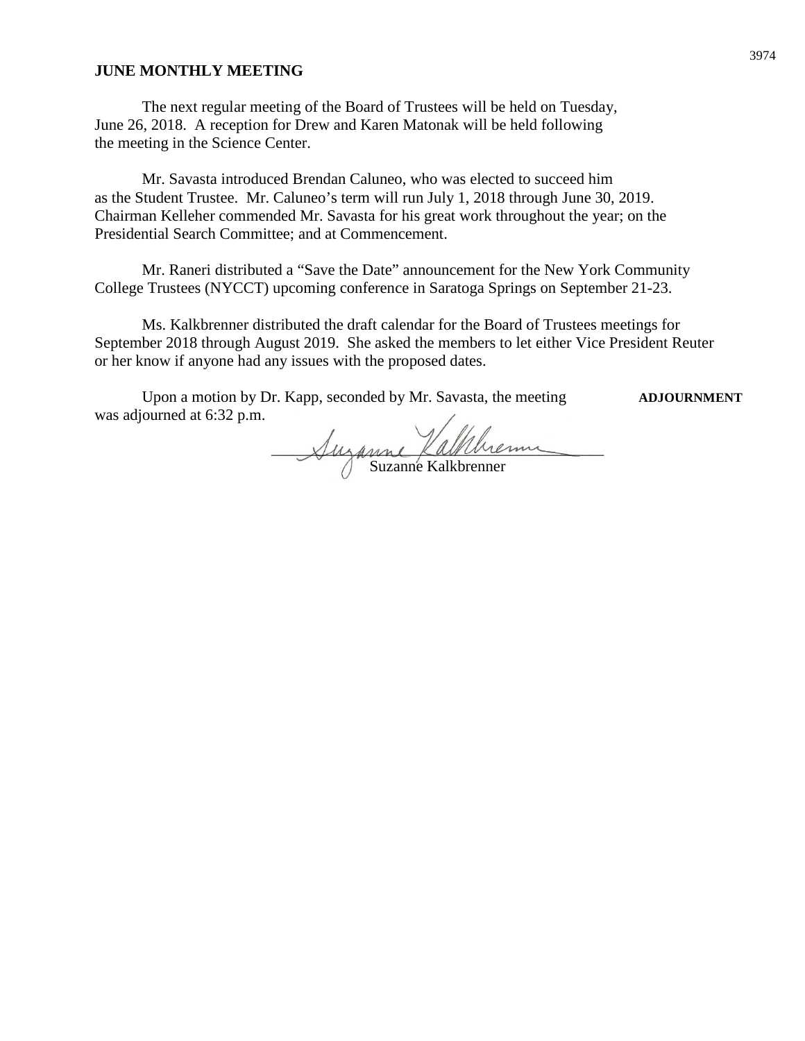**JUNE MONTHLY MEETING**

The next regular meeting of the Board of Trustees will be held on Tuesday, June 26, 2018. A reception for Drew and Karen Matonak will be held following the meeting in the Science Center.

Mr. Savasta introduced Brendan Caluneo, who was elected to succeed him as the Student Trustee. Mr. Caluneo's term will run July 1, 2018 through June 30, 2019. Chairman Kelleher commended Mr. Savasta for his great work throughout the year; on the Presidential Search Committee; and at Commencement.

Mr. Raneri distributed a "Save the Date" announcement for the New York Community College Trustees (NYCCT) upcoming conference in Saratoga Springs on September 21-23.

Ms. Kalkbrenner distributed the draft calendar for the Board of Trustees meetings for September 2018 through August 2019. She asked the members to let either Vice President Reuter or her know if anyone had any issues with the proposed dates.

**ADJOURNMENT**

Upon a motion by Dr. Kapp, seconded by Mr. Savasta, the meeting was adjourned at 6:32 p.m.

Suzanne Kalkbrenner